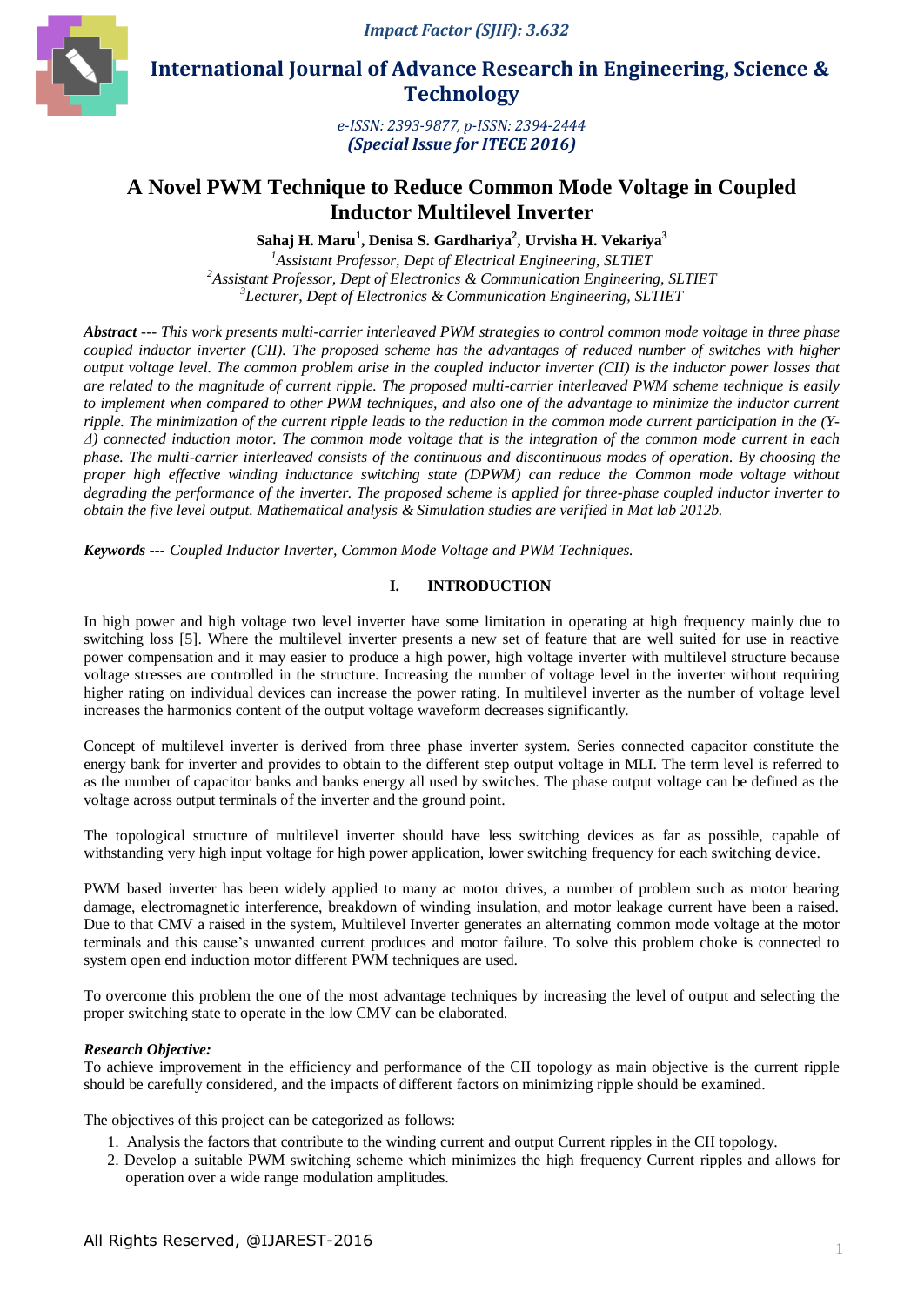# A Novel PWM Technique to Reduce Common Mode Voltage in Coupled Inductor Multilevel Inverter

**Sahaj H. Maru[1], Denisa S. Gardhariya[2], Urvisha H. Vekariya[3]**

[1]*Assistant Professor, Dept of Electrical Engineering, SLTIET*
[2]*Assistant Professor, Dept of Electronics & Communication Engineering, SLTIET*
[3]*Lecturer, Dept of Electronics & Communication Engineering, SLTIET*

***Abstract*** --- *This work presents multi-carrier interleaved PWM strategies to control common mode voltage in three phase coupled inductor inverter (CII). The proposed scheme has the advantages of reduced number of switches with higher output voltage level. The common problem arise in the coupled inductor inverter (CII) is the inductor power losses that are related to the magnitude of current ripple. The proposed multi-carrier interleaved PWM scheme technique is easily to implement when compared to other PWM techniques, and also one of the advantage to minimize the inductor current ripple. The minimization of the current ripple leads to the reduction in the common mode current participation in the (Y-Δ) connected induction motor. The common mode voltage that is the integration of the common mode current in each phase. The multi-carrier interleaved consists of the continuous and discontinuous modes of operation. By choosing the proper high effective winding inductance switching state (DPWM) can reduce the Common mode voltage without degrading the performance of the inverter. The proposed scheme is applied for three-phase coupled inductor inverter to obtain the five level output. Mathematical analysis & Simulation studies are verified in Mat lab 2012b.*

***Keywords ---*** *Coupled Inductor Inverter, Common Mode Voltage and PWM Techniques.*

## I. INTRODUCTION

In high power and high voltage two level inverter have some limitation in operating at high frequency mainly due to switching loss [5]. Where the multilevel inverter presents a new set of feature that are well suited for use in reactive power compensation and it may easier to produce a high power, high voltage inverter with multilevel structure because voltage stresses are controlled in the structure. Increasing the number of voltage level in the inverter without requiring higher rating on individual devices can increase the power rating. In multilevel inverter as the number of voltage level increases the harmonics content of the output voltage waveform decreases significantly.

Concept of multilevel inverter is derived from three phase inverter system. Series connected capacitor constitute the energy bank for inverter and provides to obtain to the different step output voltage in MLI. The term level is referred to as the number of capacitor banks and banks energy all used by switches. The phase output voltage can be defined as the voltage across output terminals of the inverter and the ground point.

The topological structure of multilevel inverter should have less switching devices as far as possible, capable of withstanding very high input voltage for high power application, lower switching frequency for each switching device.

PWM based inverter has been widely applied to many ac motor drives, a number of problem such as motor bearing damage, electromagnetic interference, breakdown of winding insulation, and motor leakage current have been a raised. Due to that CMV a raised in the system, Multilevel Inverter generates an alternating common mode voltage at the motor terminals and this cause's unwanted current produces and motor failure. To solve this problem choke is connected to system open end induction motor different PWM techniques are used.

To overcome this problem the one of the most advantage techniques by increasing the level of output and selecting the proper switching state to operate in the low CMV can be elaborated.

***Research Objective:***
To achieve improvement in the efficiency and performance of the CII topology as main objective is the current ripple should be carefully considered, and the impacts of different factors on minimizing ripple should be examined.

The objectives of this project can be categorized as follows:

1. Analysis the factors that contribute to the winding current and output Current ripples in the CII topology.
2. Develop a suitable PWM switching scheme which minimizes the high frequency Current ripples and allows for operation over a wide range modulation amplitudes.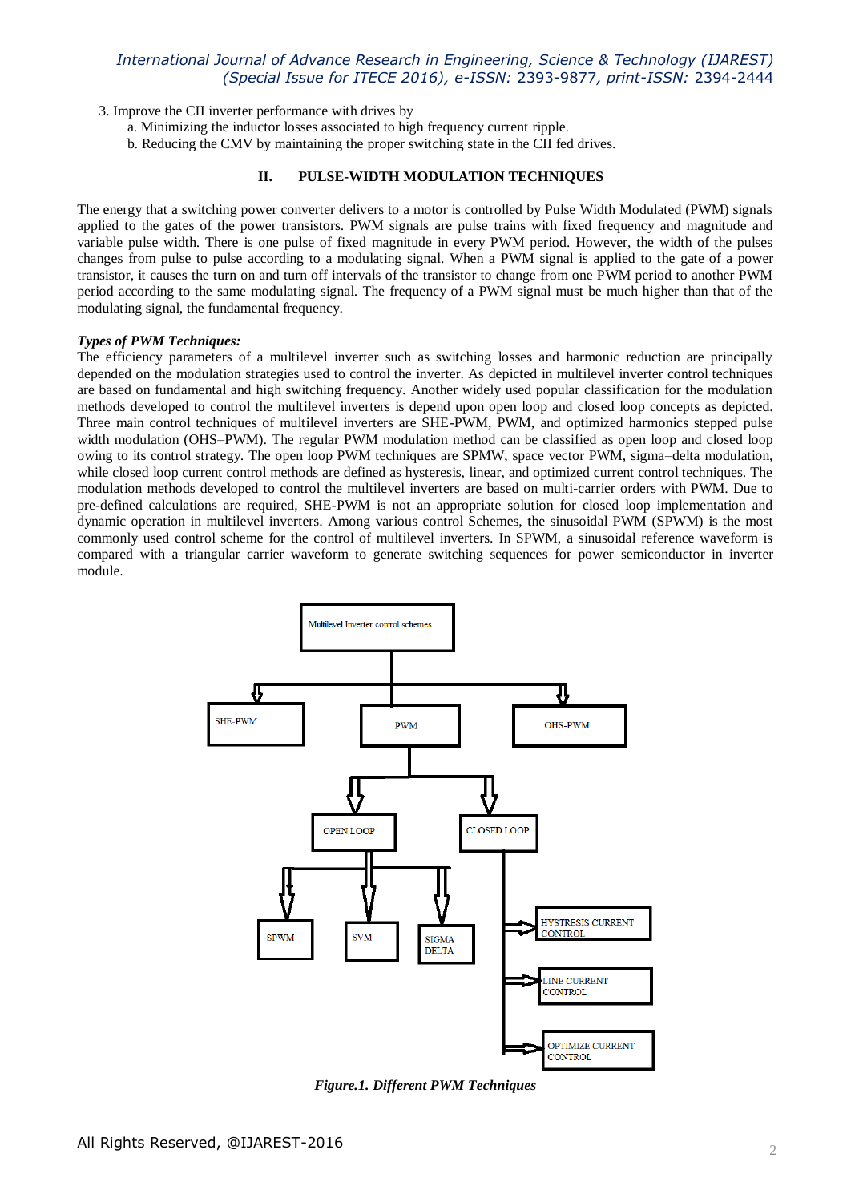3. Improve the CII inverter performance with drives by
    a. Minimizing the inductor losses associated to high frequency current ripple.
    b. Reducing the CMV by maintaining the proper switching state in the CII fed drives.

## II. PULSE-WIDTH MODULATION TECHNIQUES

The energy that a switching power converter delivers to a motor is controlled by Pulse Width Modulated (PWM) signals applied to the gates of the power transistors. PWM signals are pulse trains with fixed frequency and magnitude and variable pulse width. There is one pulse of fixed magnitude in every PWM period. However, the width of the pulses changes from pulse to pulse according to a modulating signal. When a PWM signal is applied to the gate of a power transistor, it causes the turn on and turn off intervals of the transistor to change from one PWM period to another PWM period according to the same modulating signal. The frequency of a PWM signal must be much higher than that of the modulating signal, the fundamental frequency.

***Types of PWM Techniques:***

The efficiency parameters of a multilevel inverter such as switching losses and harmonic reduction are principally depended on the modulation strategies used to control the inverter. As depicted in multilevel inverter control techniques are based on fundamental and high switching frequency. Another widely used popular classification for the modulation methods developed to control the multilevel inverters is depend upon open loop and closed loop concepts as depicted. Three main control techniques of multilevel inverters are SHE-PWM, PWM, and optimized harmonics stepped pulse width modulation (OHS–PWM). The regular PWM modulation method can be classified as open loop and closed loop owing to its control strategy. The open loop PWM techniques are SPMW, space vector PWM, sigma–delta modulation, while closed loop current control methods are defined as hysteresis, linear, and optimized current control techniques. The modulation methods developed to control the multilevel inverters are based on multi-carrier orders with PWM. Due to pre-defined calculations are required, SHE-PWM is not an appropriate solution for closed loop implementation and dynamic operation in multilevel inverters. Among various control Schemes, the sinusoidal PWM (SPWM) is the most commonly used control scheme for the control of multilevel inverters. In SPWM, a sinusoidal reference waveform is compared with a triangular carrier waveform to generate switching sequences for power semiconductor in inverter module.

Multilevel Inverter control schemes
- SHE-PWM
- PWM
  - OPEN LOOP
    - SPWM
    - SVM
    - SIGMA DELTA
  - CLOSED LOOP
    - HYSTRESIS CURRENT CONTROL
    - LINE CURRENT CONTROL
    - OPTIMIZE CURRENT CONTROL
- OHS-PWM

***Figure.1. Different PWM Techniques***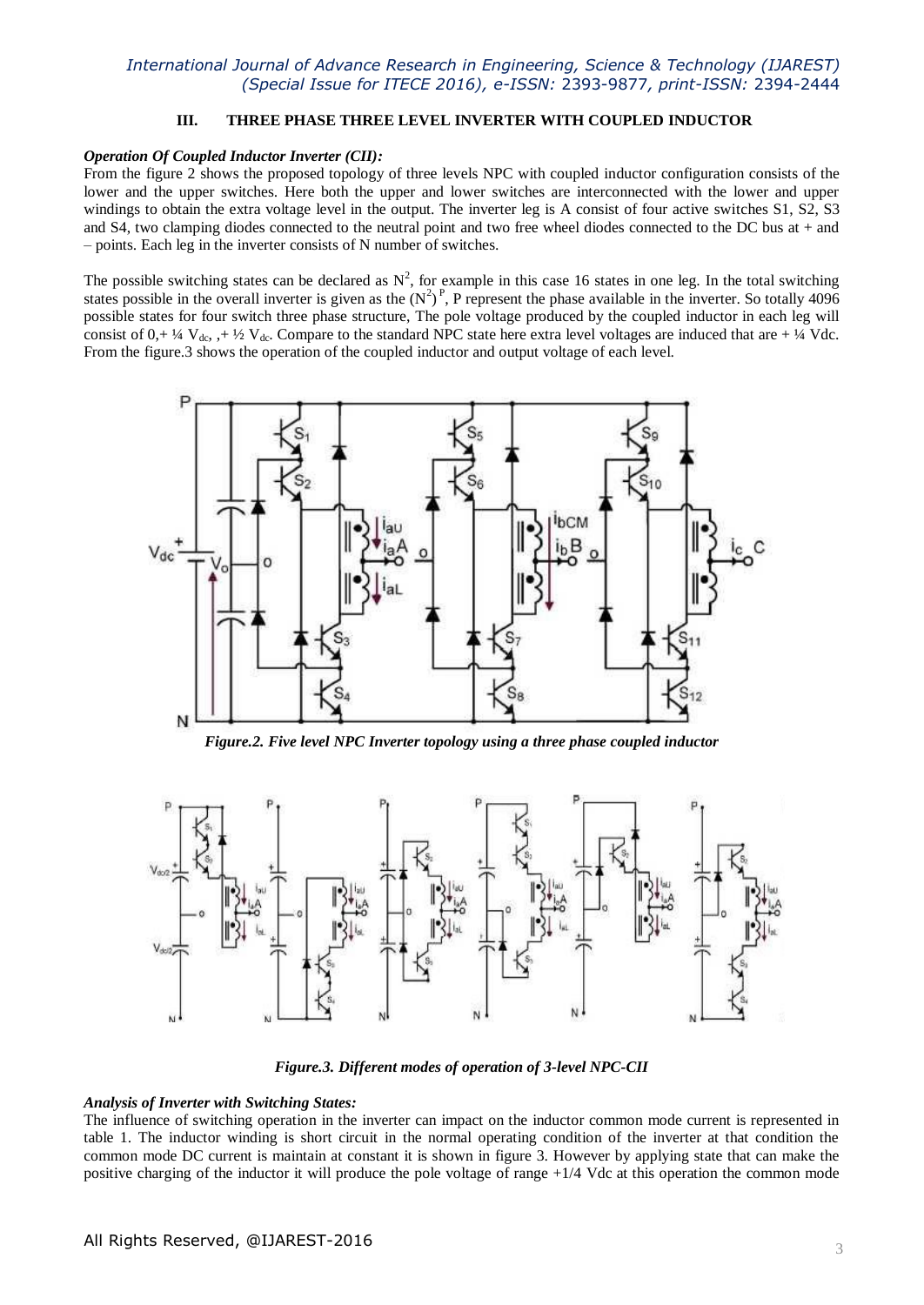### III. THREE PHASE THREE LEVEL INVERTER WITH COUPLED INDUCTOR

***Operation Of Coupled Inductor Inverter (CII):***

From the figure 2 shows the proposed topology of three levels NPC with coupled inductor configuration consists of the lower and the upper switches. Here both the upper and lower switches are interconnected with the lower and upper windings to obtain the extra voltage level in the output. The inverter leg is A consist of four active switches S1, S2, S3 and S4, two clamping diodes connected to the neutral point and two free wheel diodes connected to the DC bus at + and – points. Each leg in the inverter consists of N number of switches.

The possible switching states can be declared as $N^2$, for example in this case 16 states in one leg. In the total switching states possible in the overall inverter is given as the $(N^2)^P$, P represent the phase available in the inverter. So totally 4096 possible states for four switch three phase structure, The pole voltage produced by the coupled inductor in each leg will consist of 0,+ ¼ $V_{dc}$, ,+ ½ $V_{dc}$. Compare to the standard NPC state here extra level voltages are induced that are + ¼ Vdc. From the figure.3 shows the operation of the coupled inductor and output voltage of each level.

*Figure.2. Five level NPC Inverter topology using a three phase coupled inductor*

*Figure.3. Different modes of operation of 3-level NPC-CII*

***Analysis of Inverter with Switching States:***

The influence of switching operation in the inverter can impact on the inductor common mode current is represented in table 1. The inductor winding is short circuit in the normal operating condition of the inverter at that condition the common mode DC current is maintain at constant it is shown in figure 3. However by applying state that can make the positive charging of the inductor it will produce the pole voltage of range +1/4 Vdc at this operation the common mode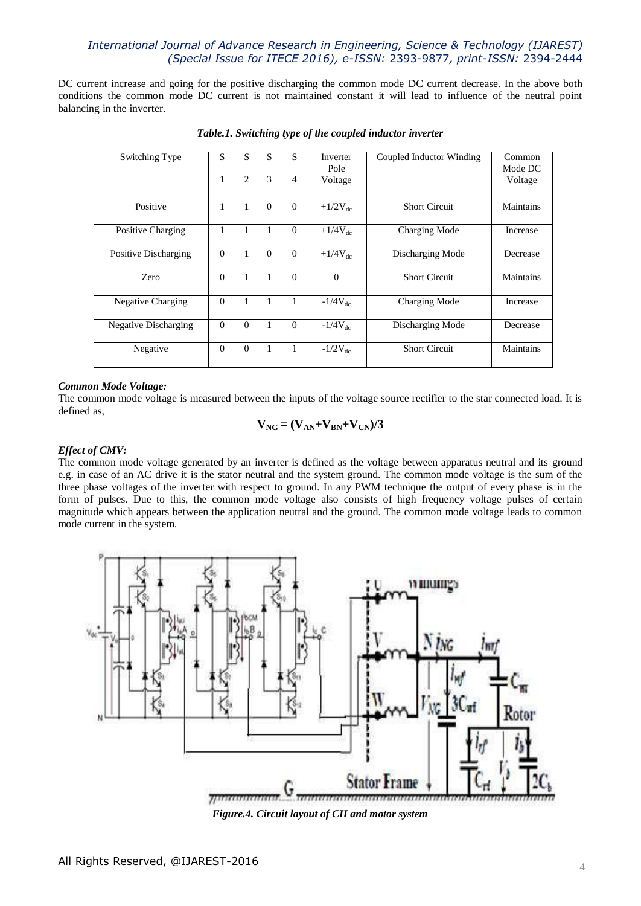DC current increase and going for the positive discharging the common mode DC current decrease. In the above both conditions the common mode DC current is not maintained constant it will lead to influence of the neutral point balancing in the inverter.

***Table.1. Switching type of the coupled inductor inverter***

| Switching Type | S 1 | S 2 | S 3 | S 4 | Inverter Pole Voltage | Coupled Inductor Winding | Common Mode DC Voltage |
|---|---|---|---|---|---|---|---|
| Positive | 1 | 1 | 0 | 0 | $+1/2V_{dc}$ | Short Circuit | Maintains |
| Positive Charging | 1 | 1 | 1 | 0 | $+1/4V_{dc}$ | Charging Mode | Increase |
| Positive Discharging | 0 | 1 | 0 | 0 | $+1/4V_{dc}$ | Discharging Mode | Decrease |
| Zero | 0 | 1 | 1 | 0 | 0 | Short Circuit | Maintains |
| Negative Charging | 0 | 1 | 1 | 1 | $-1/4V_{dc}$ | Charging Mode | Increase |
| Negative Discharging | 0 | 0 | 1 | 0 | $-1/4V_{dc}$ | Discharging Mode | Decrease |
| Negative | 0 | 0 | 1 | 1 | $-1/2V_{dc}$ | Short Circuit | Maintains |

***Common Mode Voltage:***

The common mode voltage is measured between the inputs of the voltage source rectifier to the star connected load. It is defined as,

$$V_{NG} = (V_{AN}+V_{BN}+V_{CN})/3$$

***Effect of CMV:***

The common mode voltage generated by an inverter is defined as the voltage between apparatus neutral and its ground e.g. in case of an AC drive it is the stator neutral and the system ground. The common mode voltage is the sum of the three phase voltages of the inverter with respect to ground. In any PWM technique the output of every phase is in the form of pulses. Due to this, the common mode voltage also consists of high frequency voltage pulses of certain magnitude which appears between the application neutral and the ground. The common mode voltage leads to common mode current in the system.

***Figure.4. Circuit layout of CII and motor system***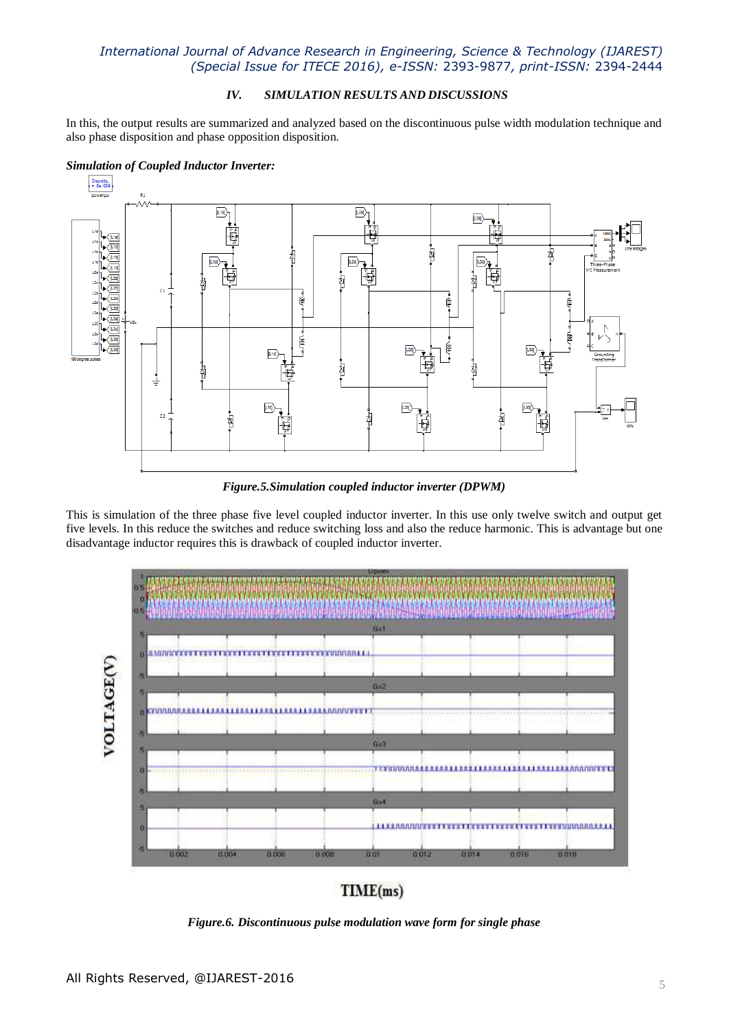## IV. SIMULATION RESULTS AND DISCUSSIONS

In this, the output results are summarized and analyzed based on the discontinuous pulse width modulation technique and also phase disposition and phase opposition disposition.

***Simulation of Coupled Inductor Inverter:***

*Figure.5.Simulation coupled inductor inverter (DPWM)*

This is simulation of the three phase five level coupled inductor inverter. In this use only twelve switch and output get five levels. In this reduce the switches and reduce switching loss and also the reduce harmonic. This is advantage but one disadvantage inductor requires this is drawback of coupled inductor inverter.

*Figure.6. Discontinuous pulse modulation wave form for single phase*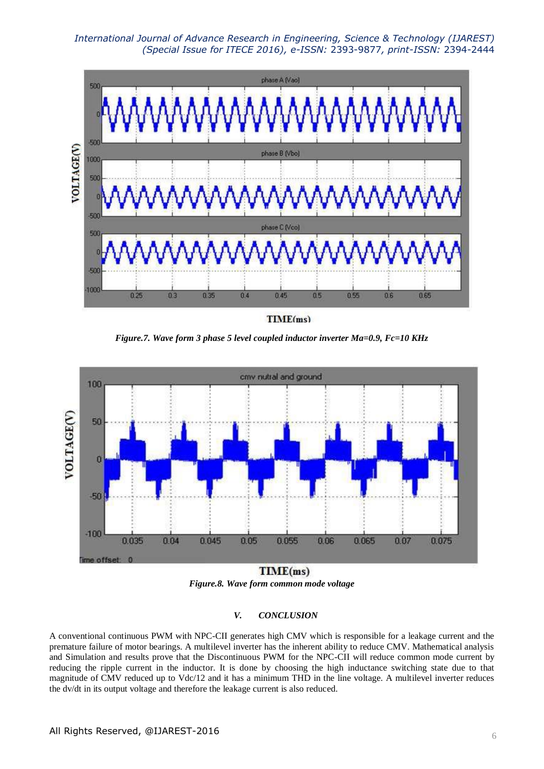*Figure.7. Wave form 3 phase 5 level coupled inductor inverter Ma=0.9, Fc=10 KHz*

*Figure.8. Wave form common mode voltage*

## V. CONCLUSION

A conventional continuous PWM with NPC-CII generates high CMV which is responsible for a leakage current and the premature failure of motor bearings. A multilevel inverter has the inherent ability to reduce CMV. Mathematical analysis and Simulation and results prove that the Discontinuous PWM for the NPC-CII will reduce common mode current by reducing the ripple current in the inductor. It is done by choosing the high inductance switching state due to that magnitude of CMV reduced up to Vdc/12 and it has a minimum THD in the line voltage. A multilevel inverter reduces the dv/dt in its output voltage and therefore the leakage current is also reduced.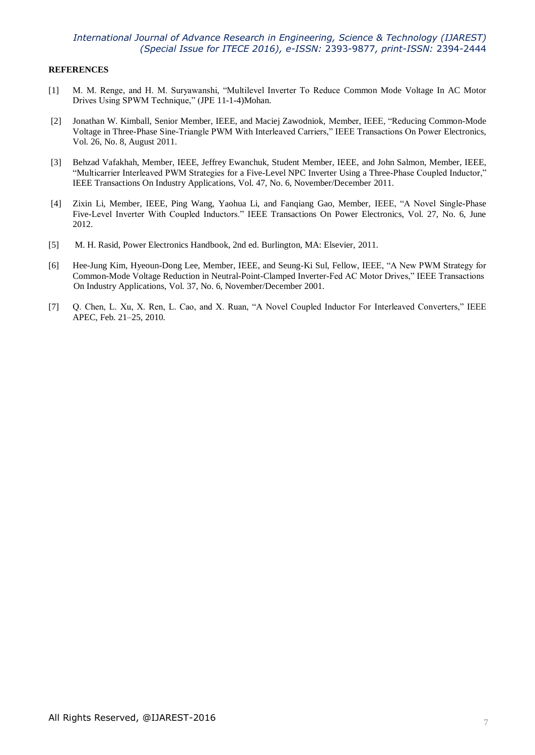**REFERENCES**

[1] M. M. Renge, and H. M. Suryawanshi, "Multilevel Inverter To Reduce Common Mode Voltage In AC Motor Drives Using SPWM Technique," (JPE 11-1-4)Mohan.

[2] Jonathan W. Kimball, Senior Member, IEEE, and Maciej Zawodniok, Member, IEEE, "Reducing Common-Mode Voltage in Three-Phase Sine-Triangle PWM With Interleaved Carriers," IEEE Transactions On Power Electronics, Vol. 26, No. 8, August 2011.

[3] Behzad Vafakhah, Member, IEEE, Jeffrey Ewanchuk, Student Member, IEEE, and John Salmon, Member, IEEE, "Multicarrier Interleaved PWM Strategies for a Five-Level NPC Inverter Using a Three-Phase Coupled Inductor," IEEE Transactions On Industry Applications, Vol. 47, No. 6, November/December 2011.

[4] Zixin Li, Member, IEEE, Ping Wang, Yaohua Li, and Fanqiang Gao, Member, IEEE, "A Novel Single-Phase Five-Level Inverter With Coupled Inductors." IEEE Transactions On Power Electronics, Vol. 27, No. 6, June 2012.

[5] M. H. Rasid, Power Electronics Handbook, 2nd ed. Burlington, MA: Elsevier, 2011.

[6] Hee-Jung Kim, Hyeoun-Dong Lee, Member, IEEE, and Seung-Ki Sul, Fellow, IEEE, "A New PWM Strategy for Common-Mode Voltage Reduction in Neutral-Point-Clamped Inverter-Fed AC Motor Drives," IEEE Transactions On Industry Applications, Vol. 37, No. 6, November/December 2001.

[7] Q. Chen, L. Xu, X. Ren, L. Cao, and X. Ruan, "A Novel Coupled Inductor For Interleaved Converters," IEEE APEC, Feb. 21–25, 2010.